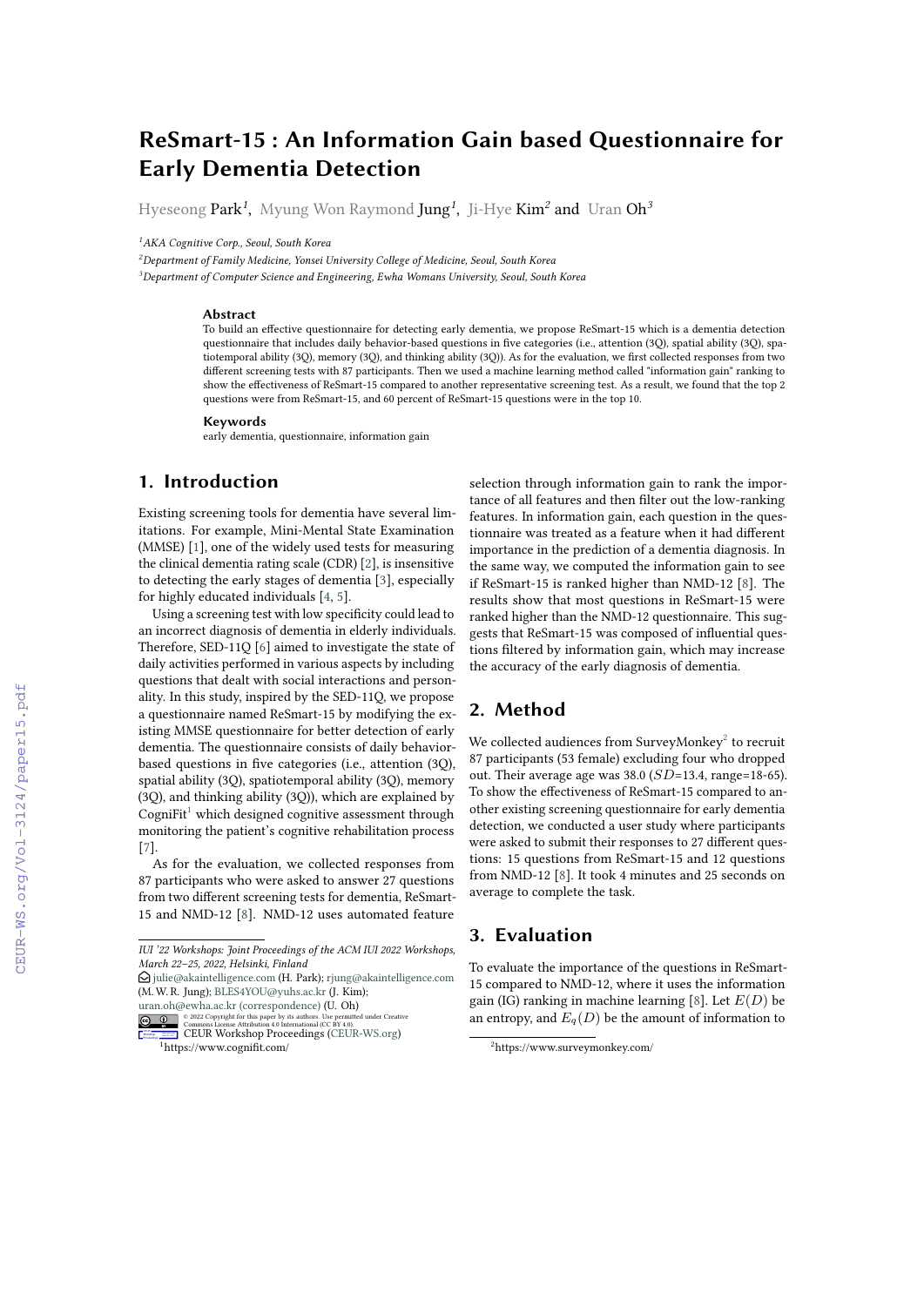# ReSmart-15 : An Information Gain based Questionnaire for Early Dementia Detection

Hyeseong Park[1], Myung Won Raymond Jung[1], Ji-Hye Kim[2] and Uran Oh[3]

[1]AKA Cognitive Corp., Seoul, South Korea
[2]Department of Family Medicine, Yonsei University College of Medicine, Seoul, South Korea
[3]Department of Computer Science and Engineering, Ewha Womans University, Seoul, South Korea

### Abstract

To build an effective questionnaire for detecting early dementia, we propose ReSmart-15 which is a dementia detection questionnaire that includes daily behavior-based questions in five categories (i.e., attention (3Q), spatial ability (3Q), spatiotemporal ability (3Q), memory (3Q), and thinking ability (3Q)). As for the evaluation, we first collected responses from two different screening tests with 87 participants. Then we used a machine learning method called "information gain" ranking to show the effectiveness of ReSmart-15 compared to another representative screening test. As a result, we found that the top 2 questions were from ReSmart-15, and 60 percent of ReSmart-15 questions were in the top 10.

### Keywords

early dementia, questionnaire, information gain

## 1. Introduction

Existing screening tools for dementia have several limitations. For example, Mini-Mental State Examination (MMSE) [1], one of the widely used tests for measuring the clinical dementia rating scale (CDR) [2], is insensitive to detecting the early stages of dementia [3], especially for highly educated individuals [4, 5].

Using a screening test with low specificity could lead to an incorrect diagnosis of dementia in elderly individuals. Therefore, SED-11Q [6] aimed to investigate the state of daily activities performed in various aspects by including questions that dealt with social interactions and personality. In this study, inspired by the SED-11Q, we propose a questionnaire named ReSmart-15 by modifying the existing MMSE questionnaire for better detection of early dementia. The questionnaire consists of daily behavior-based questions in five categories (i.e., attention (3Q), spatial ability (3Q), spatiotemporal ability (3Q), memory (3Q), and thinking ability (3Q)), which are explained by CogniFit[1] which designed cognitive assessment through monitoring the patient's cognitive rehabilitation process [7].

As for the evaluation, we collected responses from 87 participants who were asked to answer 27 questions from two different screening tests for dementia, ReSmart-15 and NMD-12 [8]. NMD-12 uses automated feature selection through information gain to rank the importance of all features and then filter out the low-ranking features. In information gain, each question in the questionnaire was treated as a feature when it had different importance in the prediction of a dementia diagnosis. In the same way, we computed the information gain to see if ReSmart-15 is ranked higher than NMD-12 [8]. The results show that most questions in ReSmart-15 were ranked higher than the NMD-12 questionnaire. This suggests that ReSmart-15 was composed of influential questions filtered by information gain, which may increase the accuracy of the early diagnosis of dementia.

## 2. Method

We collected audiences from SurveyMonkey[2] to recruit 87 participants (53 female) excluding four who dropped out. Their average age was 38.0 ($SD$=13.4, range=18-65). To show the effectiveness of ReSmart-15 compared to another existing screening questionnaire for early dementia detection, we conducted a user study where participants were asked to submit their responses to 27 different questions: 15 questions from ReSmart-15 and 12 questions from NMD-12 [8]. It took 4 minutes and 25 seconds on average to complete the task.

## 3. Evaluation

To evaluate the importance of the questions in ReSmart-15 compared to NMD-12, where it uses the information gain (IG) ranking in machine learning [8]. Let $E(D)$ be an entropy, and $E_q(D)$ be the amount of information to

---

IUI '22 Workshops: Joint Proceedings of the ACM IUI 2022 Workshops, March 22–25, 2022, Helsinki, Finland
julie@akaintelligence.com (H. Park); rjung@akaintelligence.com (M. W. R. Jung); BLES4YOU@yuhs.ac.kr (J. Kim); uran.oh@ewha.ac.kr (correspondence) (U. Oh)
© 2022 Copyright for this paper by its authors. Use permitted under Creative Commons License Attribution 4.0 International (CC BY 4.0).
CEUR Workshop Proceedings (CEUR-WS.org)

[1]https://www.cognifit.com/
[2]https://www.surveymonkey.com/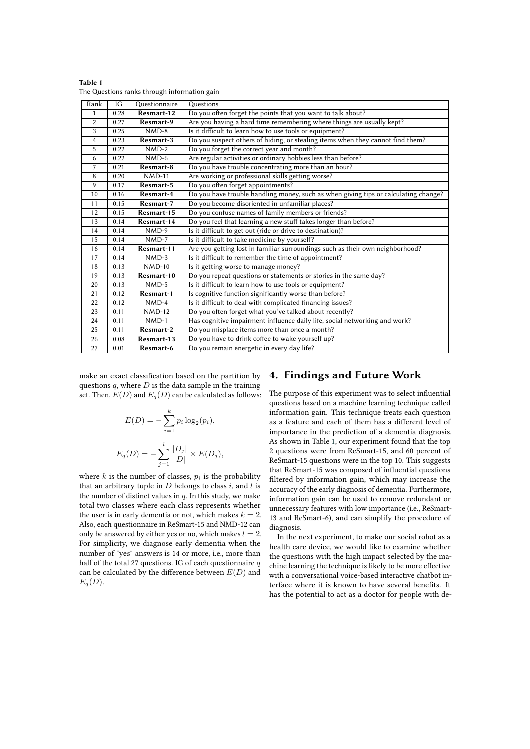**Table 1**
The Questions ranks through information gain

| Rank | IG | Questionnaire | Questions |
|---|---|---|---|
| 1 | 0.28 | **Resmart-12** | Do you often forget the points that you want to talk about? |
| 2 | 0.27 | **Resmart-9** | Are you having a hard time remembering where things are usually kept? |
| 3 | 0.25 | NMD-8 | Is it difficult to learn how to use tools or equipment? |
| 4 | 0.23 | **Resmart-3** | Do you suspect others of hiding, or stealing items when they cannot find them? |
| 5 | 0.22 | NMD-2 | Do you forget the correct year and month? |
| 6 | 0.22 | NMD-6 | Are regular activities or ordinary hobbies less than before? |
| 7 | 0.21 | **Resmart-8** | Do you have trouble concentrating more than an hour? |
| 8 | 0.20 | NMD-11 | Are working or professional skills getting worse? |
| 9 | 0.17 | **Resmart-5** | Do you often forget appointments? |
| 10 | 0.16 | **Resmart-4** | Do you have trouble handling money, such as when giving tips or calculating change? |
| 11 | 0.15 | **Resmart-7** | Do you become disoriented in unfamiliar places? |
| 12 | 0.15 | **Resmart-15** | Do you confuse names of family members or friends? |
| 13 | 0.14 | **Resmart-14** | Do you feel that learning a new stuff takes longer than before? |
| 14 | 0.14 | NMD-9 | Is it difficult to get out (ride or drive to destination)? |
| 15 | 0.14 | NMD-7 | Is it difficult to take medicine by yourself? |
| 16 | 0.14 | **Resmart-11** | Are you getting lost in familiar surroundings such as their own neighborhood? |
| 17 | 0.14 | NMD-3 | Is it difficult to remember the time of appointment? |
| 18 | 0.13 | NMD-10 | Is it getting worse to manage money? |
| 19 | 0.13 | **Resmart-10** | Do you repeat questions or statements or stories in the same day? |
| 20 | 0.13 | NMD-5 | Is it difficult to learn how to use tools or equipment? |
| 21 | 0.12 | **Resmart-1** | Is cognitive function significantly worse than before? |
| 22 | 0.12 | NMD-4 | Is it difficult to deal with complicated financing issues? |
| 23 | 0.11 | NMD-12 | Do you often forget what you've talked about recently? |
| 24 | 0.11 | NMD-1 | Has cognitive impairment influence daily life, social networking and work? |
| 25 | 0.11 | **Resmart-2** | Do you misplace items more than once a month? |
| 26 | 0.08 | **Resmart-13** | Do you have to drink coffee to wake yourself up? |
| 27 | 0.01 | **Resmart-6** | Do you remain energetic in every day life? |

make an exact classification based on the partition by questions $q$, where $D$ is the data sample in the training set. Then, $E(D)$ and $E_q(D)$ can be calculated as follows:

$$E(D) = -\sum_{i=1}^{k} p_i \log_2(p_i),$$

$$E_q(D) = -\sum_{j=1}^{l} \frac{|D_j|}{|D|} \times E(D_j),$$

where $k$ is the number of classes, $p_i$ is the probability that an arbitrary tuple in $D$ belongs to class $i$, and $l$ is the number of distinct values in $q$. In this study, we make total two classes where each class represents whether the user is in early dementia or not, which makes $k = 2$. Also, each questionnaire in ReSmart-15 and NMD-12 can only be answered by either yes or no, which makes $l = 2$. For simplicity, we diagnose early dementia when the number of "yes" answers is 14 or more, i.e., more than half of the total 27 questions. IG of each questionnaire $q$ can be calculated by the difference between $E(D)$ and $E_q(D)$.

# 4. Findings and Future Work

The purpose of this experiment was to select influential questions based on a machine learning technique called information gain. This technique treats each question as a feature and each of them has a different level of importance in the prediction of a dementia diagnosis. As shown in Table 1, our experiment found that the top 2 questions were from ReSmart-15, and 60 percent of ReSmart-15 questions were in the top 10. This suggests that ReSmart-15 was composed of influential questions filtered by information gain, which may increase the accuracy of the early diagnosis of dementia. Furthermore, information gain can be used to remove redundant or unnecessary features with low importance (i.e., ReSmart-13 and ReSmart-6), and can simplify the procedure of diagnosis.

In the next experiment, to make our social robot as a health care device, we would like to examine whether the questions with the high impact selected by the machine learning the technique is likely to be more effective with a conversational voice-based interactive chatbot interface where it is known to have several benefits. It has the potential to act as a doctor for people with de-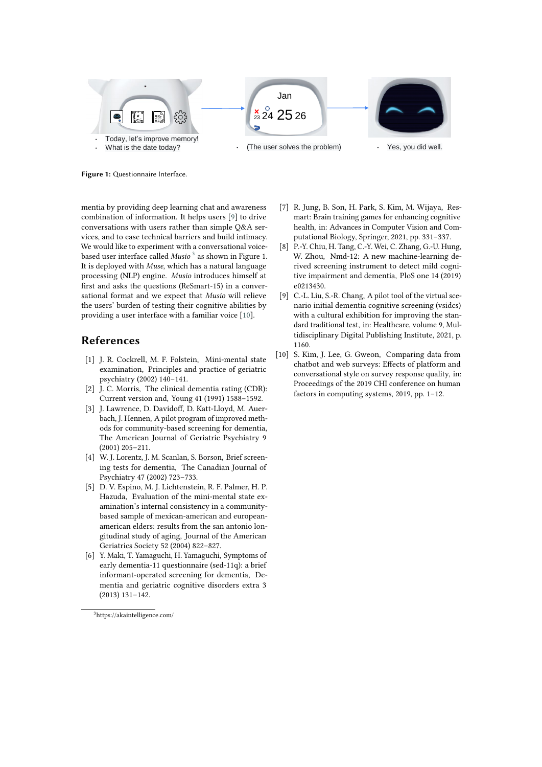- Today, let's improve memory!
- What is the date today?

- (The user solves the problem)

- Yes, you did well.

**Figure 1:** Questionnaire Interface.

mentia by providing deep learning chat and awareness combination of information. It helps users [9] to drive conversations with users rather than simple Q&A services, and to ease technical barriers and build intimacy. We would like to experiment with a conversational voice-based user interface called *Musio* [3] as shown in Figure 1. It is deployed with *Muse*, which has a natural language processing (NLP) engine. *Musio* introduces himself at first and asks the questions (ReSmart-15) in a conversational format and we expect that *Musio* will relieve the users' burden of testing their cognitive abilities by providing a user interface with a familiar voice [10].

## References

[1] J. R. Cockrell, M. F. Folstein, Mini-mental state examination, Principles and practice of geriatric psychiatry (2002) 140–141.

[2] J. C. Morris, The clinical dementia rating (CDR): Current version and, Young 41 (1991) 1588–1592.

[3] J. Lawrence, D. Davidoff, D. Katt-Lloyd, M. Auerbach, J. Hennen, A pilot program of improved methods for community-based screening for dementia, The American Journal of Geriatric Psychiatry 9 (2001) 205–211.

[4] W. J. Lorentz, J. M. Scanlan, S. Borson, Brief screening tests for dementia, The Canadian Journal of Psychiatry 47 (2002) 723–733.

[5] D. V. Espino, M. J. Lichtenstein, R. F. Palmer, H. P. Hazuda, Evaluation of the mini-mental state examination's internal consistency in a community-based sample of mexican-american and european-american elders: results from the san antonio longitudinal study of aging, Journal of the American Geriatrics Society 52 (2004) 822–827.

[6] Y. Maki, T. Yamaguchi, H. Yamaguchi, Symptoms of early dementia-11 questionnaire (sed-11q): a brief informant-operated screening for dementia, Dementia and geriatric cognitive disorders extra 3 (2013) 131–142.

[7] R. Jung, B. Son, H. Park, S. Kim, M. Wijaya, Resmart: Brain training games for enhancing cognitive health, in: Advances in Computer Vision and Computational Biology, Springer, 2021, pp. 331–337.

[8] P.-Y. Chiu, H. Tang, C.-Y. Wei, C. Zhang, G.-U. Hung, W. Zhou, Nmd-12: A new machine-learning derived screening instrument to detect mild cognitive impairment and dementia, PloS one 14 (2019) e0213430.

[9] C.-L. Liu, S.-R. Chang, A pilot tool of the virtual scenario initial dementia cognitive screening (vsidcs) with a cultural exhibition for improving the standard traditional test, in: Healthcare, volume 9, Multidisciplinary Digital Publishing Institute, 2021, p. 1160.

[10] S. Kim, J. Lee, G. Gweon, Comparing data from chatbot and web surveys: Effects of platform and conversational style on survey response quality, in: Proceedings of the 2019 CHI conference on human factors in computing systems, 2019, pp. 1–12.

[3] https://akaintelligence.com/